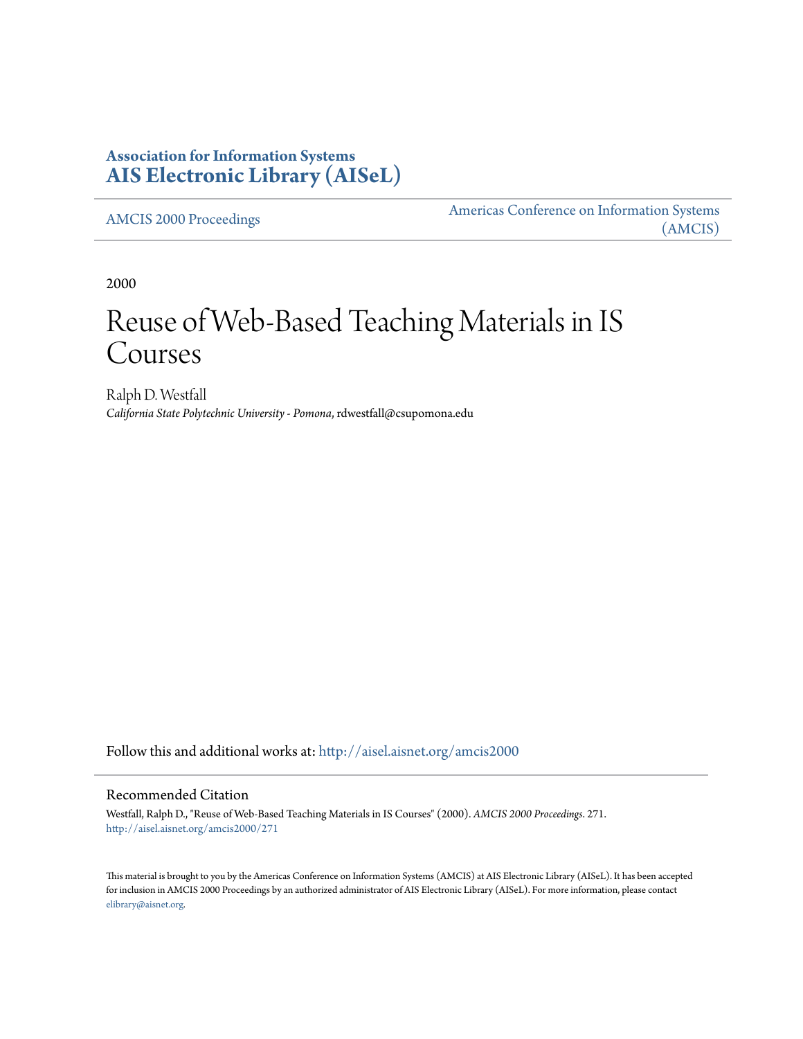**Association for Information Systems**
**AIS Electronic Library (AISeL)**

AMCIS 2000 Proceedings

Americas Conference on Information Systems (AMCIS)

2000

# Reuse of Web-Based Teaching Materials in IS Courses

Ralph D. Westfall
*California State Polytechnic University - Pomona*, rdwestfall@csupomona.edu

Follow this and additional works at: http://aisel.aisnet.org/amcis2000

## Recommended Citation

Westfall, Ralph D., "Reuse of Web-Based Teaching Materials in IS Courses" (2000). *AMCIS 2000 Proceedings*. 271.
http://aisel.aisnet.org/amcis2000/271

This material is brought to you by the Americas Conference on Information Systems (AMCIS) at AIS Electronic Library (AISeL). It has been accepted for inclusion in AMCIS 2000 Proceedings by an authorized administrator of AIS Electronic Library (AISeL). For more information, please contact elibrary@aisnet.org.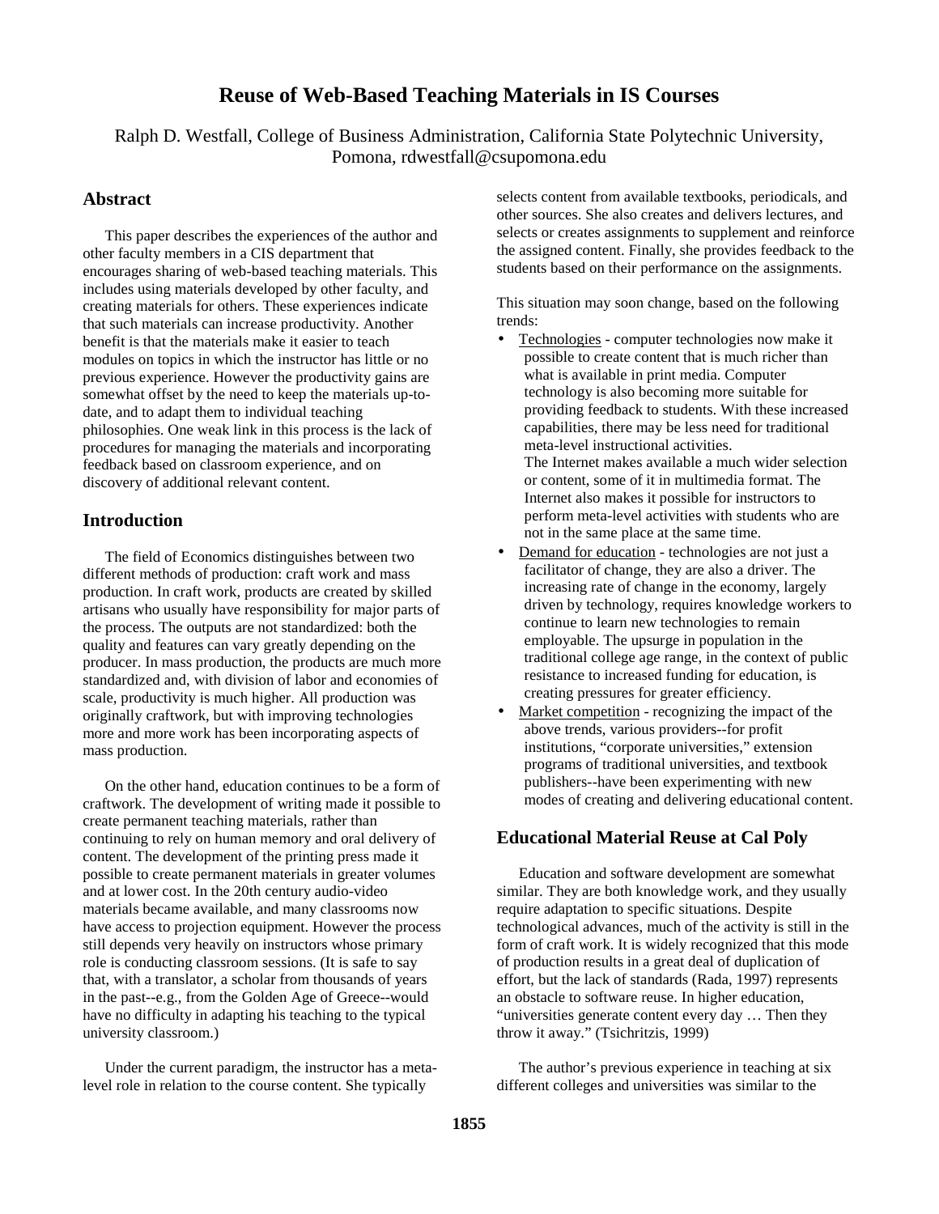# Reuse of Web-Based Teaching Materials in IS Courses

Ralph D. Westfall, College of Business Administration, California State Polytechnic University, Pomona, rdwestfall@csupomona.edu

## Abstract

This paper describes the experiences of the author and other faculty members in a CIS department that encourages sharing of web-based teaching materials. This includes using materials developed by other faculty, and creating materials for others. These experiences indicate that such materials can increase productivity. Another benefit is that the materials make it easier to teach modules on topics in which the instructor has little or no previous experience. However the productivity gains are somewhat offset by the need to keep the materials up-to-date, and to adapt them to individual teaching philosophies. One weak link in this process is the lack of procedures for managing the materials and incorporating feedback based on classroom experience, and on discovery of additional relevant content.

## Introduction

The field of Economics distinguishes between two different methods of production: craft work and mass production. In craft work, products are created by skilled artisans who usually have responsibility for major parts of the process. The outputs are not standardized: both the quality and features can vary greatly depending on the producer. In mass production, the products are much more standardized and, with division of labor and economies of scale, productivity is much higher. All production was originally craftwork, but with improving technologies more and more work has been incorporating aspects of mass production.

On the other hand, education continues to be a form of craftwork. The development of writing made it possible to create permanent teaching materials, rather than continuing to rely on human memory and oral delivery of content. The development of the printing press made it possible to create permanent materials in greater volumes and at lower cost. In the 20th century audio-video materials became available, and many classrooms now have access to projection equipment. However the process still depends very heavily on instructors whose primary role is conducting classroom sessions. (It is safe to say that, with a translator, a scholar from thousands of years in the past--e.g., from the Golden Age of Greece--would have no difficulty in adapting his teaching to the typical university classroom.)

Under the current paradigm, the instructor has a meta-level role in relation to the course content. She typically selects content from available textbooks, periodicals, and other sources. She also creates and delivers lectures, and selects or creates assignments to supplement and reinforce the assigned content. Finally, she provides feedback to the students based on their performance on the assignments.

This situation may soon change, based on the following trends:

- Technologies - computer technologies now make it possible to create content that is much richer than what is available in print media. Computer technology is also becoming more suitable for providing feedback to students. With these increased capabilities, there may be less need for traditional meta-level instructional activities.
  The Internet makes available a much wider selection or content, some of it in multimedia format. The Internet also makes it possible for instructors to perform meta-level activities with students who are not in the same place at the same time.
- Demand for education - technologies are not just a facilitator of change, they are also a driver. The increasing rate of change in the economy, largely driven by technology, requires knowledge workers to continue to learn new technologies to remain employable. The upsurge in population in the traditional college age range, in the context of public resistance to increased funding for education, is creating pressures for greater efficiency.
- Market competition - recognizing the impact of the above trends, various providers--for profit institutions, "corporate universities," extension programs of traditional universities, and textbook publishers--have been experimenting with new modes of creating and delivering educational content.

## Educational Material Reuse at Cal Poly

Education and software development are somewhat similar. They are both knowledge work, and they usually require adaptation to specific situations. Despite technological advances, much of the activity is still in the form of craft work. It is widely recognized that this mode of production results in a great deal of duplication of effort, but the lack of standards (Rada, 1997) represents an obstacle to software reuse. In higher education, "universities generate content every day … Then they throw it away." (Tsichritzis, 1999)

The author's previous experience in teaching at six different colleges and universities was similar to the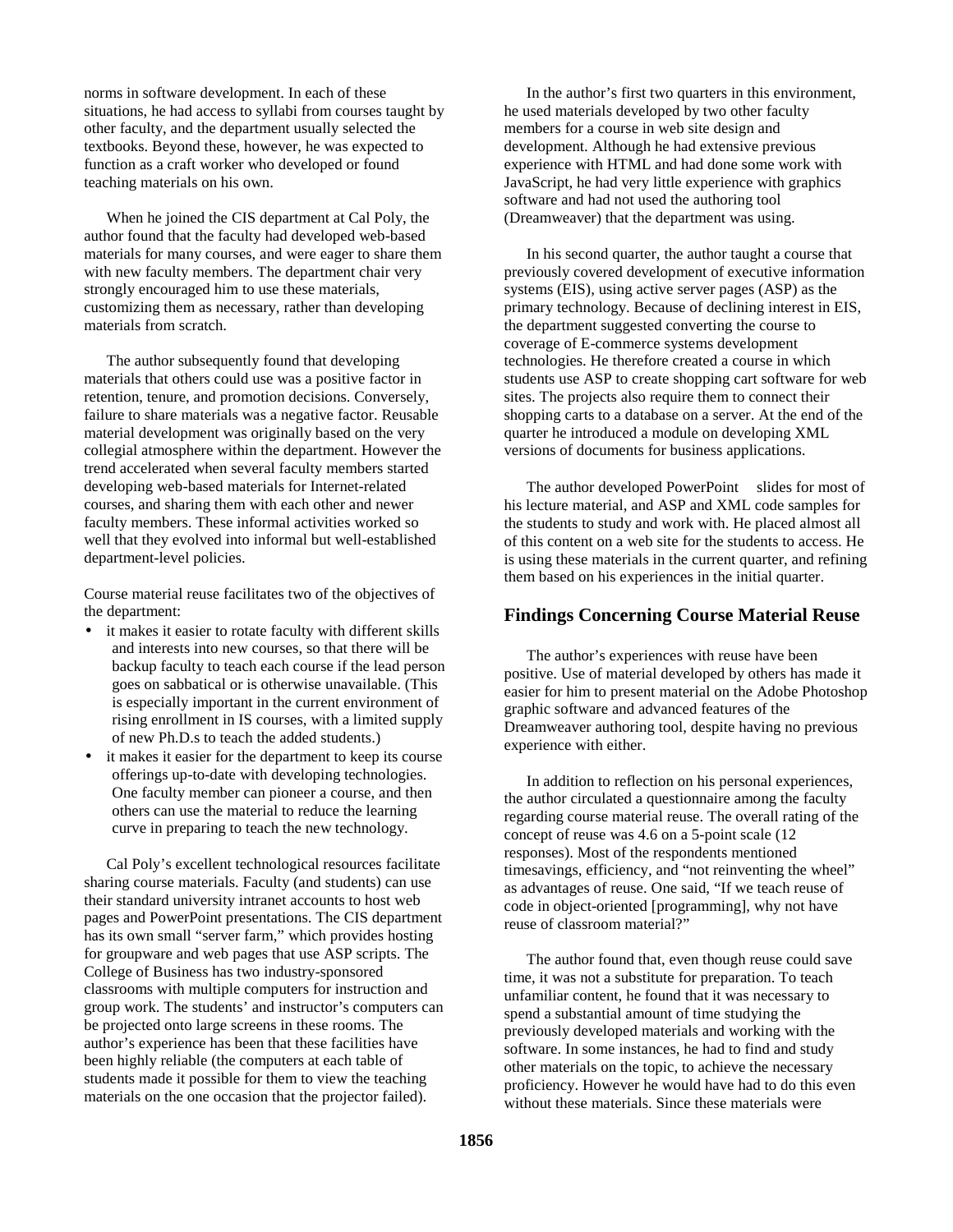norms in software development. In each of these situations, he had access to syllabi from courses taught by other faculty, and the department usually selected the textbooks. Beyond these, however, he was expected to function as a craft worker who developed or found teaching materials on his own.

When he joined the CIS department at Cal Poly, the author found that the faculty had developed web-based materials for many courses, and were eager to share them with new faculty members. The department chair very strongly encouraged him to use these materials, customizing them as necessary, rather than developing materials from scratch.

The author subsequently found that developing materials that others could use was a positive factor in retention, tenure, and promotion decisions. Conversely, failure to share materials was a negative factor. Reusable material development was originally based on the very collegial atmosphere within the department. However the trend accelerated when several faculty members started developing web-based materials for Internet-related courses, and sharing them with each other and newer faculty members. These informal activities worked so well that they evolved into informal but well-established department-level policies.

Course material reuse facilitates two of the objectives of the department:

- it makes it easier to rotate faculty with different skills and interests into new courses, so that there will be backup faculty to teach each course if the lead person goes on sabbatical or is otherwise unavailable. (This is especially important in the current environment of rising enrollment in IS courses, with a limited supply of new Ph.D.s to teach the added students.)
- it makes it easier for the department to keep its course offerings up-to-date with developing technologies. One faculty member can pioneer a course, and then others can use the material to reduce the learning curve in preparing to teach the new technology.

Cal Poly's excellent technological resources facilitate sharing course materials. Faculty (and students) can use their standard university intranet accounts to host web pages and PowerPoint presentations. The CIS department has its own small "server farm," which provides hosting for groupware and web pages that use ASP scripts. The College of Business has two industry-sponsored classrooms with multiple computers for instruction and group work. The students' and instructor's computers can be projected onto large screens in these rooms. The author's experience has been that these facilities have been highly reliable (the computers at each table of students made it possible for them to view the teaching materials on the one occasion that the projector failed).

In the author's first two quarters in this environment, he used materials developed by two other faculty members for a course in web site design and development. Although he had extensive previous experience with HTML and had done some work with JavaScript, he had very little experience with graphics software and had not used the authoring tool (Dreamweaver) that the department was using.

In his second quarter, the author taught a course that previously covered development of executive information systems (EIS), using active server pages (ASP) as the primary technology. Because of declining interest in EIS, the department suggested converting the course to coverage of E-commerce systems development technologies. He therefore created a course in which students use ASP to create shopping cart software for web sites. The projects also require them to connect their shopping carts to a database on a server. At the end of the quarter he introduced a module on developing XML versions of documents for business applications.

The author developed PowerPoint slides for most of his lecture material, and ASP and XML code samples for the students to study and work with. He placed almost all of this content on a web site for the students to access. He is using these materials in the current quarter, and refining them based on his experiences in the initial quarter.

## Findings Concerning Course Material Reuse

The author's experiences with reuse have been positive. Use of material developed by others has made it easier for him to present material on the Adobe Photoshop graphic software and advanced features of the Dreamweaver authoring tool, despite having no previous experience with either.

In addition to reflection on his personal experiences, the author circulated a questionnaire among the faculty regarding course material reuse. The overall rating of the concept of reuse was 4.6 on a 5-point scale (12 responses). Most of the respondents mentioned timesavings, efficiency, and "not reinventing the wheel" as advantages of reuse. One said, "If we teach reuse of code in object-oriented [programming], why not have reuse of classroom material?"

The author found that, even though reuse could save time, it was not a substitute for preparation. To teach unfamiliar content, he found that it was necessary to spend a substantial amount of time studying the previously developed materials and working with the software. In some instances, he had to find and study other materials on the topic, to achieve the necessary proficiency. However he would have had to do this even without these materials. Since these materials were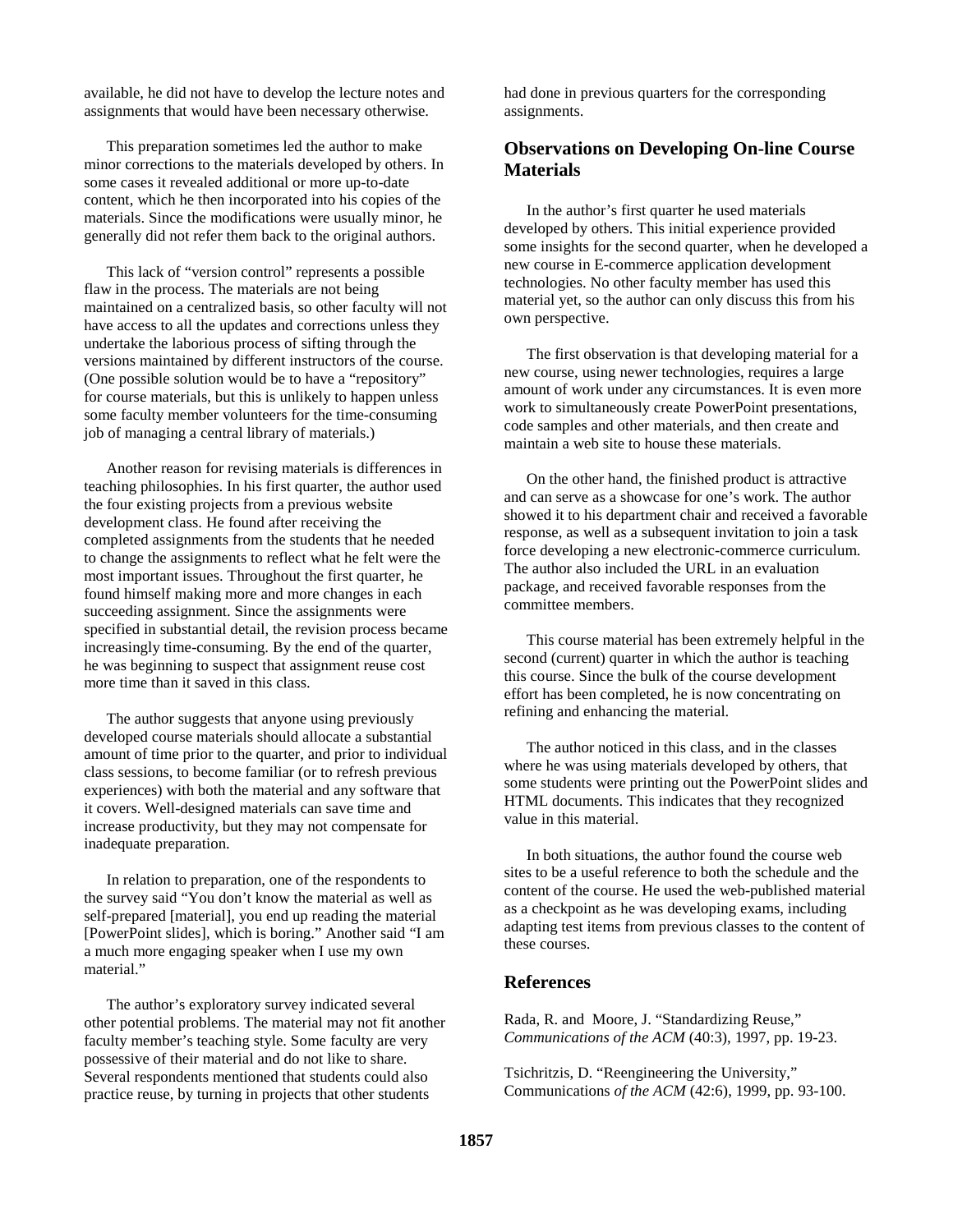available, he did not have to develop the lecture notes and assignments that would have been necessary otherwise.

This preparation sometimes led the author to make minor corrections to the materials developed by others. In some cases it revealed additional or more up-to-date content, which he then incorporated into his copies of the materials. Since the modifications were usually minor, he generally did not refer them back to the original authors.

This lack of "version control" represents a possible flaw in the process. The materials are not being maintained on a centralized basis, so other faculty will not have access to all the updates and corrections unless they undertake the laborious process of sifting through the versions maintained by different instructors of the course. (One possible solution would be to have a "repository" for course materials, but this is unlikely to happen unless some faculty member volunteers for the time-consuming job of managing a central library of materials.)

Another reason for revising materials is differences in teaching philosophies. In his first quarter, the author used the four existing projects from a previous website development class. He found after receiving the completed assignments from the students that he needed to change the assignments to reflect what he felt were the most important issues. Throughout the first quarter, he found himself making more and more changes in each succeeding assignment. Since the assignments were specified in substantial detail, the revision process became increasingly time-consuming. By the end of the quarter, he was beginning to suspect that assignment reuse cost more time than it saved in this class.

The author suggests that anyone using previously developed course materials should allocate a substantial amount of time prior to the quarter, and prior to individual class sessions, to become familiar (or to refresh previous experiences) with both the material and any software that it covers. Well-designed materials can save time and increase productivity, but they may not compensate for inadequate preparation.

In relation to preparation, one of the respondents to the survey said "You don't know the material as well as self-prepared [material], you end up reading the material [PowerPoint slides], which is boring." Another said "I am a much more engaging speaker when I use my own material."

The author's exploratory survey indicated several other potential problems. The material may not fit another faculty member's teaching style. Some faculty are very possessive of their material and do not like to share. Several respondents mentioned that students could also practice reuse, by turning in projects that other students had done in previous quarters for the corresponding assignments.

## Observations on Developing On-line Course Materials

In the author's first quarter he used materials developed by others. This initial experience provided some insights for the second quarter, when he developed a new course in E-commerce application development technologies. No other faculty member has used this material yet, so the author can only discuss this from his own perspective.

The first observation is that developing material for a new course, using newer technologies, requires a large amount of work under any circumstances. It is even more work to simultaneously create PowerPoint presentations, code samples and other materials, and then create and maintain a web site to house these materials.

On the other hand, the finished product is attractive and can serve as a showcase for one's work. The author showed it to his department chair and received a favorable response, as well as a subsequent invitation to join a task force developing a new electronic-commerce curriculum. The author also included the URL in an evaluation package, and received favorable responses from the committee members.

This course material has been extremely helpful in the second (current) quarter in which the author is teaching this course. Since the bulk of the course development effort has been completed, he is now concentrating on refining and enhancing the material.

The author noticed in this class, and in the classes where he was using materials developed by others, that some students were printing out the PowerPoint slides and HTML documents. This indicates that they recognized value in this material.

In both situations, the author found the course web sites to be a useful reference to both the schedule and the content of the course. He used the web-published material as a checkpoint as he was developing exams, including adapting test items from previous classes to the content of these courses.

## References

Rada, R. and Moore, J. "Standardizing Reuse," *Communications of the ACM* (40:3), 1997, pp. 19-23.

Tsichritzis, D. "Reengineering the University," Communications *of the ACM* (42:6), 1999, pp. 93-100.